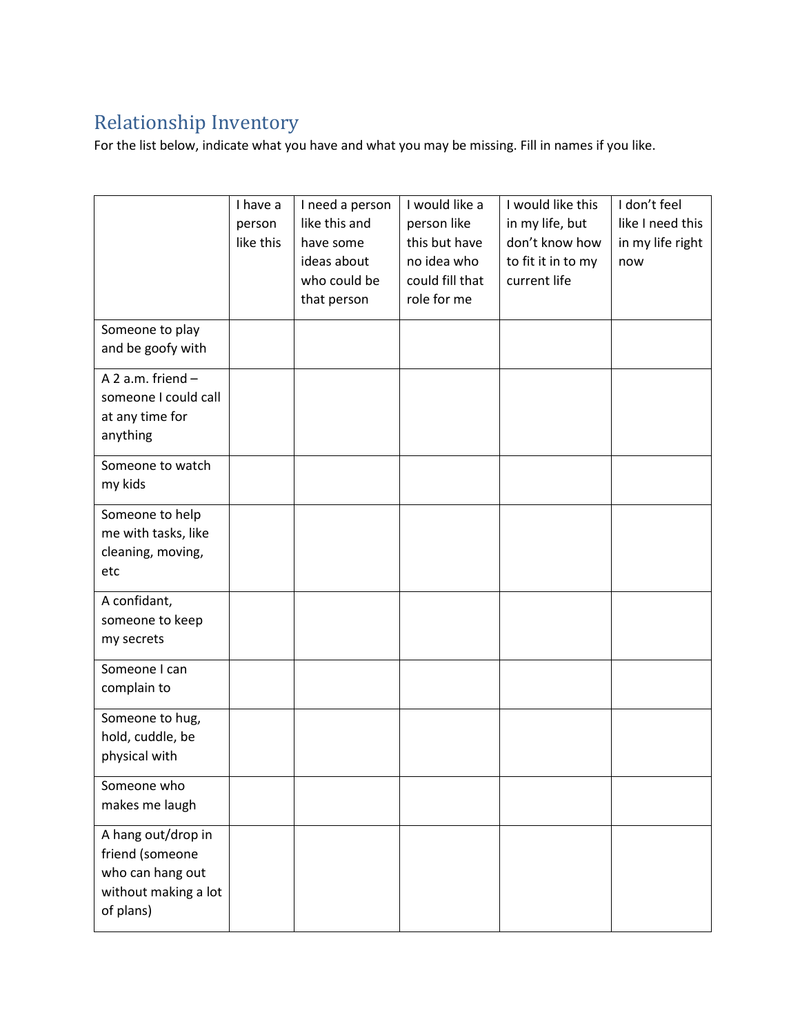## Relationship Inventory

For the list below, indicate what you have and what you may be missing. Fill in names if you like.

| | I have a person like this | I need a person like this and have some ideas about who could be that person | I would like a person like this but have no idea who could fill that role for me | I would like this in my life, but don't know how to fit it in to my current life | I don't feel like I need this in my life right now |
|---|---|---|---|---|---|
| Someone to play and be goofy with | | | | | |
| A 2 a.m. friend – someone I could call at any time for anything | | | | | |
| Someone to watch my kids | | | | | |
| Someone to help me with tasks, like cleaning, moving, etc | | | | | |
| A confidant, someone to keep my secrets | | | | | |
| Someone I can complain to | | | | | |
| Someone to hug, hold, cuddle, be physical with | | | | | |
| Someone who makes me laugh | | | | | |
| A hang out/drop in friend (someone who can hang out without making a lot of plans) | | | | | |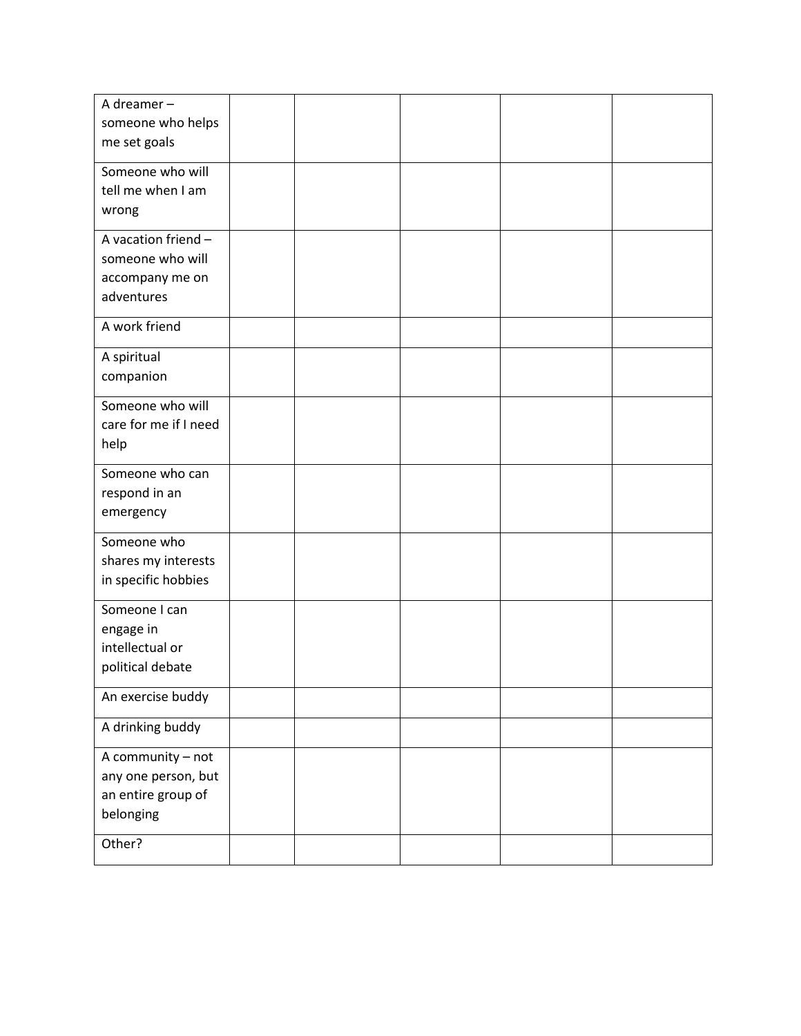| | | | | | |
|---|---|---|---|---|---|
| A dreamer – someone who helps me set goals | | | | | |
| Someone who will tell me when I am wrong | | | | | |
| A vacation friend – someone who will accompany me on adventures | | | | | |
| A work friend | | | | | |
| A spiritual companion | | | | | |
| Someone who will care for me if I need help | | | | | |
| Someone who can respond in an emergency | | | | | |
| Someone who shares my interests in specific hobbies | | | | | |
| Someone I can engage in intellectual or political debate | | | | | |
| An exercise buddy | | | | | |
| A drinking buddy | | | | | |
| A community – not any one person, but an entire group of belonging | | | | | |
| Other? | | | | | |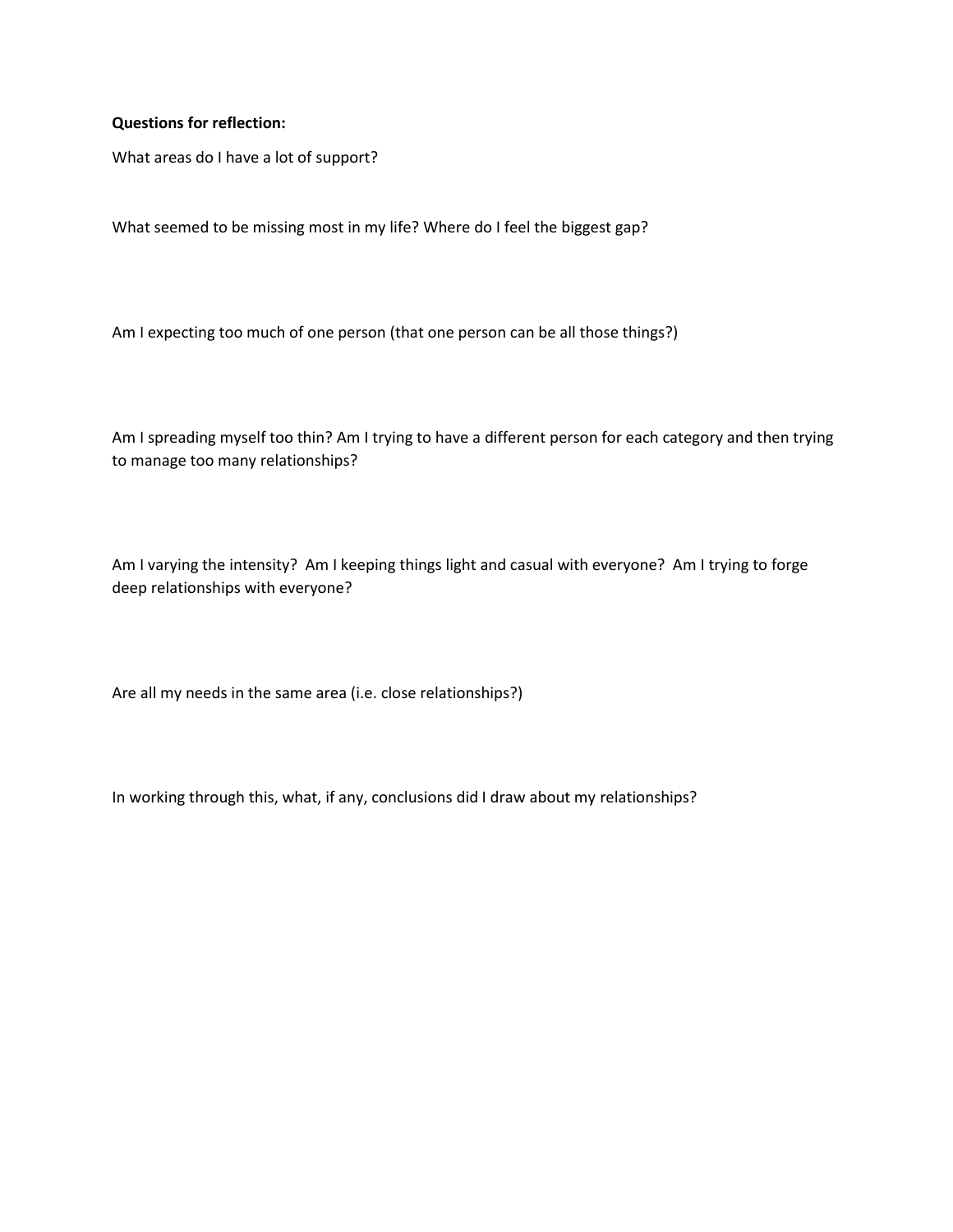**Questions for reflection:**

What areas do I have a lot of support?

What seemed to be missing most in my life? Where do I feel the biggest gap?

Am I expecting too much of one person (that one person can be all those things?)

Am I spreading myself too thin? Am I trying to have a different person for each category and then trying to manage too many relationships?

Am I varying the intensity? Am I keeping things light and casual with everyone? Am I trying to forge deep relationships with everyone?

Are all my needs in the same area (i.e. close relationships?)

In working through this, what, if any, conclusions did I draw about my relationships?